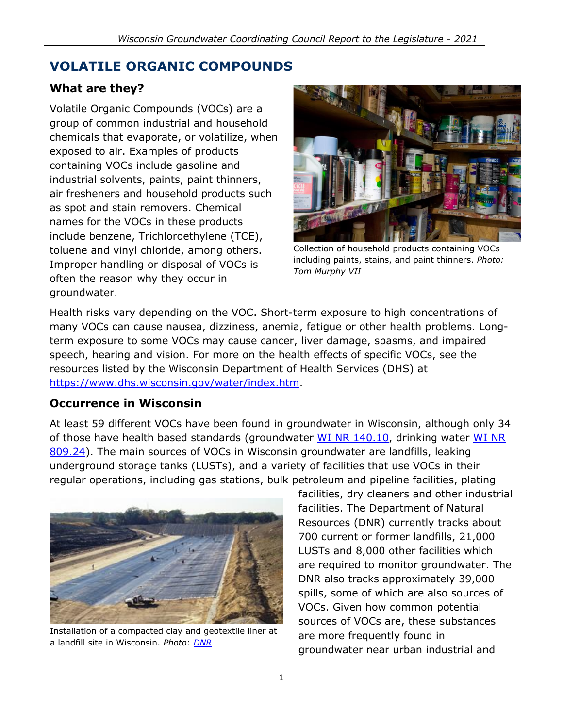# VOLATILE ORGANIC COMPOUNDS

## What are they?

Volatile Organic Compounds (VOCs) are a group of common industrial and household chemicals that evaporate, or volatilize, when exposed to air. Examples of products containing VOCs include gasoline and industrial solvents, paints, paint thinners, air fresheners and household products such as spot and stain removers. Chemical names for the VOCs in these products include benzene, Trichloroethylene (TCE), toluene and vinyl chloride, among others. Improper handling or disposal of VOCs is often the reason why they occur in groundwater.

Collection of household products containing VOCs including paints, stains, and paint thinners. *Photo: Tom Murphy VII*

Health risks vary depending on the VOC. Short-term exposure to high concentrations of many VOCs can cause nausea, dizziness, anemia, fatigue or other health problems. Long-term exposure to some VOCs may cause cancer, liver damage, spasms, and impaired speech, hearing and vision. For more on the health effects of specific VOCs, see the resources listed by the Wisconsin Department of Health Services (DHS) at https://www.dhs.wisconsin.gov/water/index.htm.

## Occurrence in Wisconsin

At least 59 different VOCs have been found in groundwater in Wisconsin, although only 34 of those have health based standards (groundwater WI NR 140.10, drinking water WI NR 809.24). The main sources of VOCs in Wisconsin groundwater are landfills, leaking underground storage tanks (LUSTs), and a variety of facilities that use VOCs in their regular operations, including gas stations, bulk petroleum and pipeline facilities, plating facilities, dry cleaners and other industrial facilities. The Department of Natural Resources (DNR) currently tracks about 700 current or former landfills, 21,000 LUSTs and 8,000 other facilities which are required to monitor groundwater. The DNR also tracks approximately 39,000 spills, some of which are also sources of VOCs. Given how common potential sources of VOCs are, these substances are more frequently found in groundwater near urban industrial and

Installation of a compacted clay and geotextile liner at a landfill site in Wisconsin. *Photo*: DNR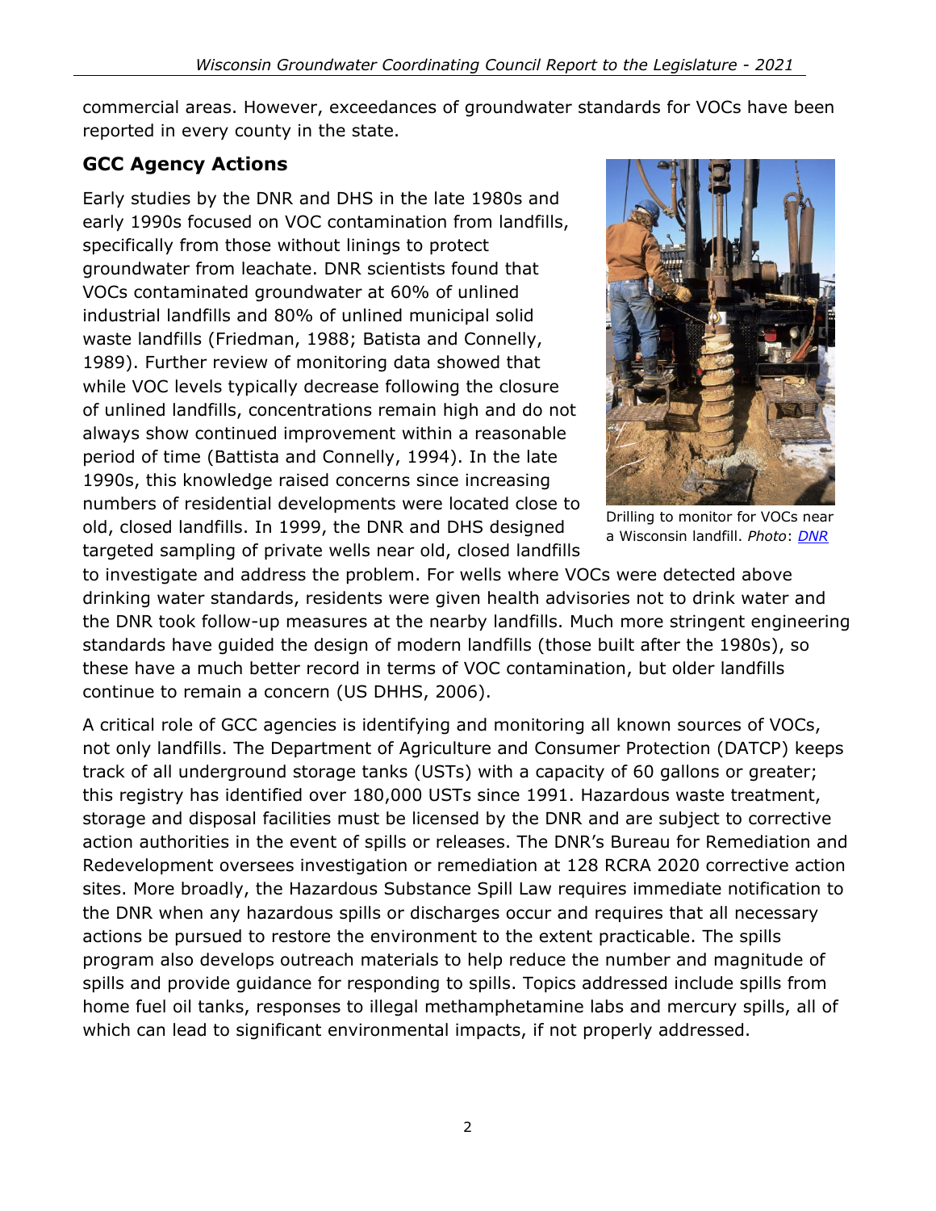commercial areas. However, exceedances of groundwater standards for VOCs have been reported in every county in the state.

## GCC Agency Actions

Early studies by the DNR and DHS in the late 1980s and early 1990s focused on VOC contamination from landfills, specifically from those without linings to protect groundwater from leachate. DNR scientists found that VOCs contaminated groundwater at 60% of unlined industrial landfills and 80% of unlined municipal solid waste landfills (Friedman, 1988; Batista and Connelly, 1989). Further review of monitoring data showed that while VOC levels typically decrease following the closure of unlined landfills, concentrations remain high and do not always show continued improvement within a reasonable period of time (Battista and Connelly, 1994). In the late 1990s, this knowledge raised concerns since increasing numbers of residential developments were located close to old, closed landfills. In 1999, the DNR and DHS designed targeted sampling of private wells near old, closed landfills to investigate and address the problem. For wells where VOCs were detected above drinking water standards, residents were given health advisories not to drink water and the DNR took follow-up measures at the nearby landfills. Much more stringent engineering standards have guided the design of modern landfills (those built after the 1980s), so these have a much better record in terms of VOC contamination, but older landfills continue to remain a concern (US DHHS, 2006).

Drilling to monitor for VOCs near a Wisconsin landfill. *Photo*: [DNR]

A critical role of GCC agencies is identifying and monitoring all known sources of VOCs, not only landfills. The Department of Agriculture and Consumer Protection (DATCP) keeps track of all underground storage tanks (USTs) with a capacity of 60 gallons or greater; this registry has identified over 180,000 USTs since 1991. Hazardous waste treatment, storage and disposal facilities must be licensed by the DNR and are subject to corrective action authorities in the event of spills or releases. The DNR's Bureau for Remediation and Redevelopment oversees investigation or remediation at 128 RCRA 2020 corrective action sites. More broadly, the Hazardous Substance Spill Law requires immediate notification to the DNR when any hazardous spills or discharges occur and requires that all necessary actions be pursued to restore the environment to the extent practicable. The spills program also develops outreach materials to help reduce the number and magnitude of spills and provide guidance for responding to spills. Topics addressed include spills from home fuel oil tanks, responses to illegal methamphetamine labs and mercury spills, all of which can lead to significant environmental impacts, if not properly addressed.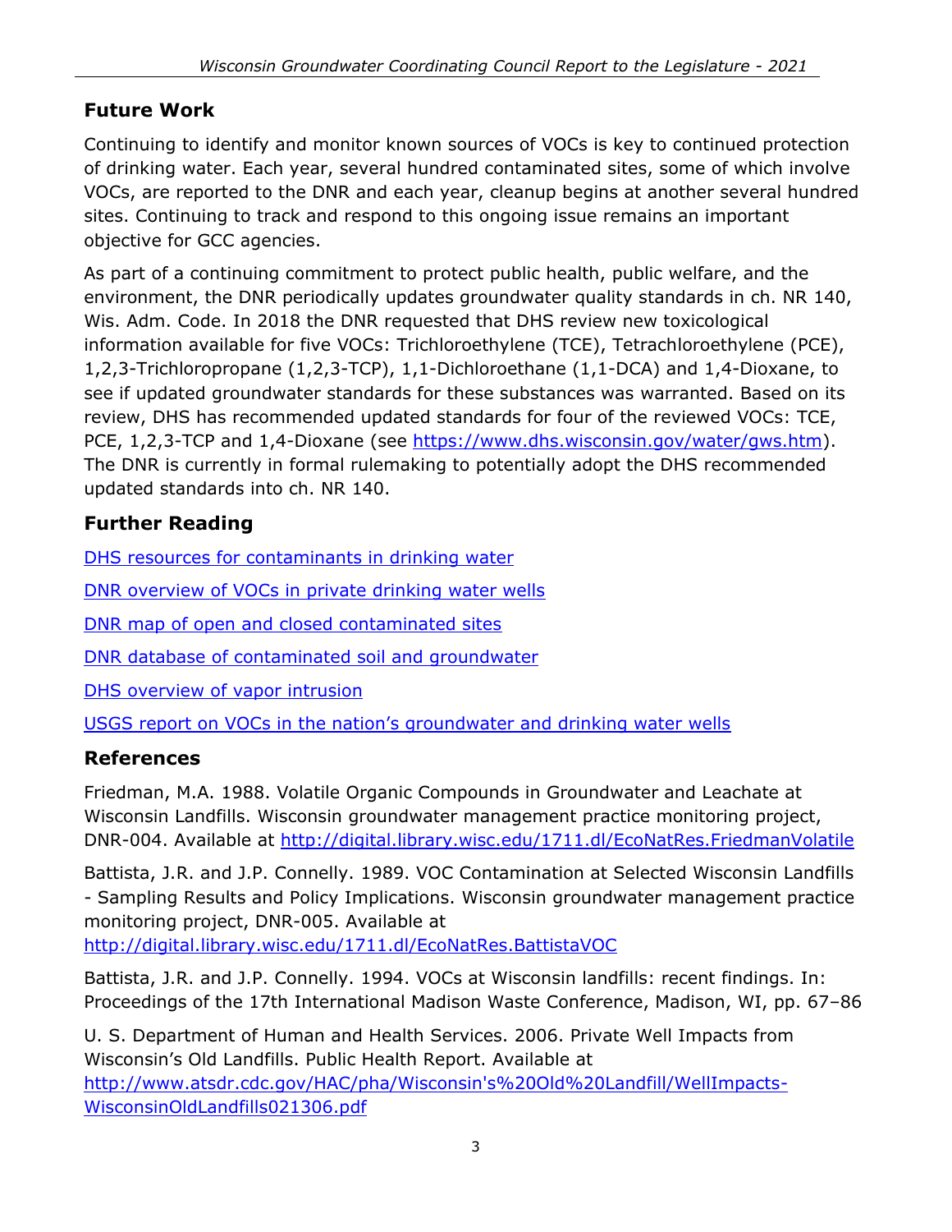## Future Work

Continuing to identify and monitor known sources of VOCs is key to continued protection of drinking water. Each year, several hundred contaminated sites, some of which involve VOCs, are reported to the DNR and each year, cleanup begins at another several hundred sites. Continuing to track and respond to this ongoing issue remains an important objective for GCC agencies.

As part of a continuing commitment to protect public health, public welfare, and the environment, the DNR periodically updates groundwater quality standards in ch. NR 140, Wis. Adm. Code. In 2018 the DNR requested that DHS review new toxicological information available for five VOCs: Trichloroethylene (TCE), Tetrachloroethylene (PCE), 1,2,3-Trichloropropane (1,2,3-TCP), 1,1-Dichloroethane (1,1-DCA) and 1,4-Dioxane, to see if updated groundwater standards for these substances was warranted. Based on its review, DHS has recommended updated standards for four of the reviewed VOCs: TCE, PCE, 1,2,3-TCP and 1,4-Dioxane (see [https://www.dhs.wisconsin.gov/water/gws.htm](https://www.dhs.wisconsin.gov/water/gws.htm)). The DNR is currently in formal rulemaking to potentially adopt the DHS recommended updated standards into ch. NR 140.

## Further Reading

DHS resources for contaminants in drinking water

DNR overview of VOCs in private drinking water wells

DNR map of open and closed contaminated sites

DNR database of contaminated soil and groundwater

DHS overview of vapor intrusion

USGS report on VOCs in the nation's groundwater and drinking water wells

## References

Friedman, M.A. 1988. Volatile Organic Compounds in Groundwater and Leachate at Wisconsin Landfills. Wisconsin groundwater management practice monitoring project, DNR-004. Available at [http://digital.library.wisc.edu/1711.dl/EcoNatRes.FriedmanVolatile](http://digital.library.wisc.edu/1711.dl/EcoNatRes.FriedmanVolatile)

Battista, J.R. and J.P. Connelly. 1989. VOC Contamination at Selected Wisconsin Landfills - Sampling Results and Policy Implications. Wisconsin groundwater management practice monitoring project, DNR-005. Available at [http://digital.library.wisc.edu/1711.dl/EcoNatRes.BattistaVOC](http://digital.library.wisc.edu/1711.dl/EcoNatRes.BattistaVOC)

Battista, J.R. and J.P. Connelly. 1994. VOCs at Wisconsin landfills: recent findings. In: Proceedings of the 17th International Madison Waste Conference, Madison, WI, pp. 67–86

U. S. Department of Human and Health Services. 2006. Private Well Impacts from Wisconsin's Old Landfills. Public Health Report. Available at [http://www.atsdr.cdc.gov/HAC/pha/Wisconsin's%20Old%20Landfill/WellImpacts-WisconsinOldLandfills021306.pdf](http://www.atsdr.cdc.gov/HAC/pha/Wisconsin's%20Old%20Landfill/WellImpacts-WisconsinOldLandfills021306.pdf)